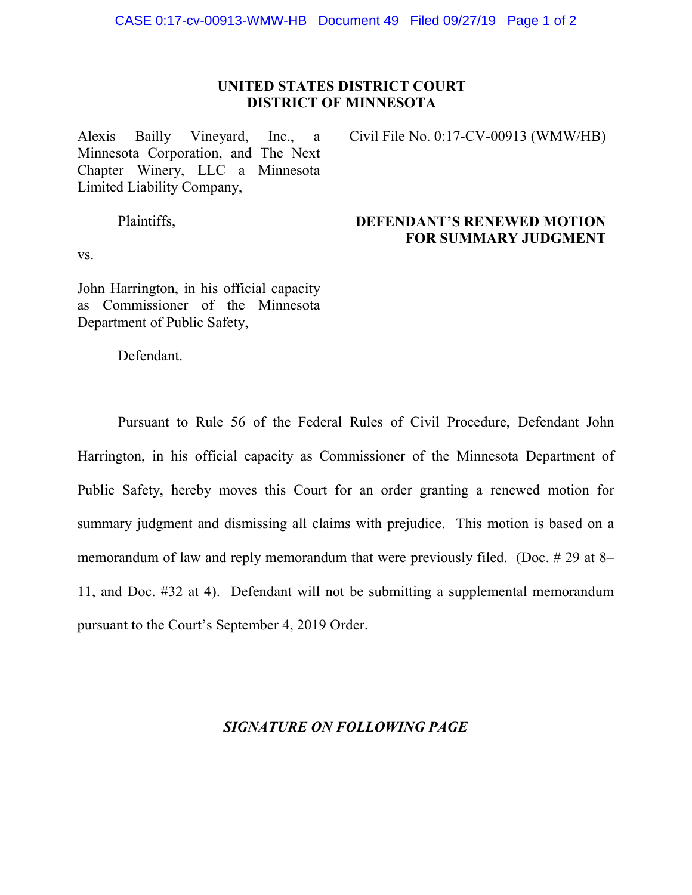**UNITED STATES DISTRICT COURT**
**DISTRICT OF MINNESOTA**

Alexis Bailly Vineyard, Inc., a Minnesota Corporation, and The Next Chapter Winery, LLC a Minnesota Limited Liability Company,

Plaintiffs,

vs.

John Harrington, in his official capacity as Commissioner of the Minnesota Department of Public Safety,

Defendant.

Civil File No. 0:17-CV-00913 (WMW/HB)

**DEFENDANT'S RENEWED MOTION FOR SUMMARY JUDGMENT**

Pursuant to Rule 56 of the Federal Rules of Civil Procedure, Defendant John Harrington, in his official capacity as Commissioner of the Minnesota Department of Public Safety, hereby moves this Court for an order granting a renewed motion for summary judgment and dismissing all claims with prejudice. This motion is based on a memorandum of law and reply memorandum that were previously filed. (Doc. # 29 at 8–11, and Doc. #32 at 4). Defendant will not be submitting a supplemental memorandum pursuant to the Court's September 4, 2019 Order.

***SIGNATURE ON FOLLOWING PAGE***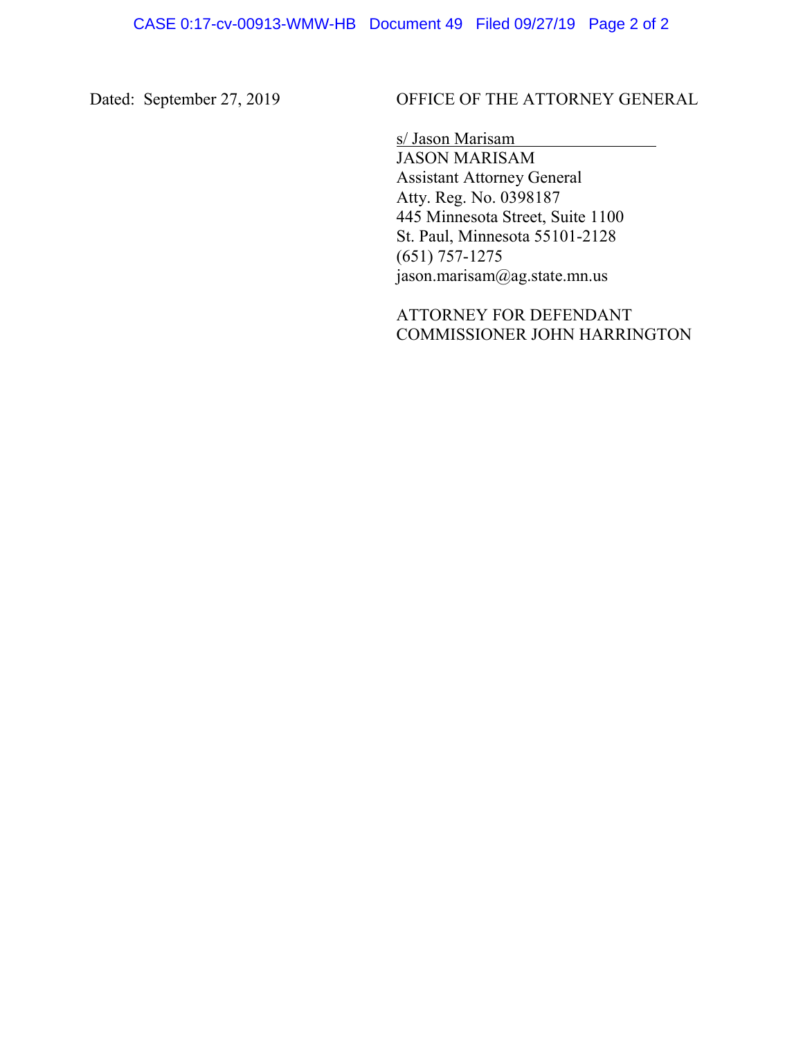Dated: September 27, 2019

OFFICE OF THE ATTORNEY GENERAL

s/ Jason Marisam
JASON MARISAM
Assistant Attorney General
Atty. Reg. No. 0398187
445 Minnesota Street, Suite 1100
St. Paul, Minnesota 55101-2128
(651) 757-1275
jason.marisam@ag.state.mn.us

ATTORNEY FOR DEFENDANT
COMMISSIONER JOHN HARRINGTON